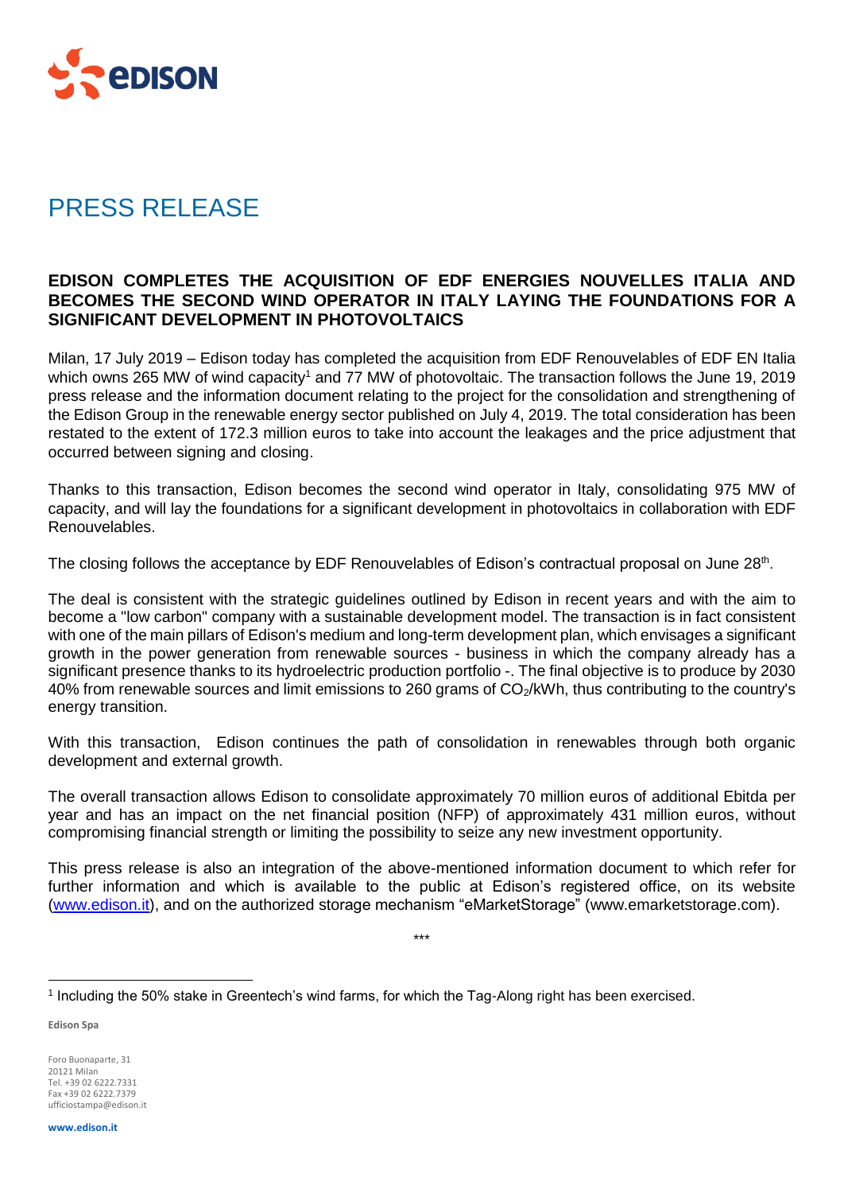# PRESS RELEASE

## EDISON COMPLETES THE ACQUISITION OF EDF ENERGIES NOUVELLES ITALIA AND BECOMES THE SECOND WIND OPERATOR IN ITALY LAYING THE FOUNDATIONS FOR A SIGNIFICANT DEVELOPMENT IN PHOTOVOLTAICS

Milan, 17 July 2019 – Edison today has completed the acquisition from EDF Renouvelables of EDF EN Italia which owns 265 MW of wind capacity[1] and 77 MW of photovoltaic. The transaction follows the June 19, 2019 press release and the information document relating to the project for the consolidation and strengthening of the Edison Group in the renewable energy sector published on July 4, 2019. The total consideration has been restated to the extent of 172.3 million euros to take into account the leakages and the price adjustment that occurred between signing and closing.

Thanks to this transaction, Edison becomes the second wind operator in Italy, consolidating 975 MW of capacity, and will lay the foundations for a significant development in photovoltaics in collaboration with EDF Renouvelables.

The closing follows the acceptance by EDF Renouvelables of Edison's contractual proposal on June 28th.

The deal is consistent with the strategic guidelines outlined by Edison in recent years and with the aim to become a "low carbon" company with a sustainable development model. The transaction is in fact consistent with one of the main pillars of Edison's medium and long-term development plan, which envisages a significant growth in the power generation from renewable sources - business in which the company already has a significant presence thanks to its hydroelectric production portfolio -. The final objective is to produce by 2030 40% from renewable sources and limit emissions to 260 grams of $CO_2$/kWh, thus contributing to the country's energy transition.

With this transaction, Edison continues the path of consolidation in renewables through both organic development and external growth.

The overall transaction allows Edison to consolidate approximately 70 million euros of additional Ebitda per year and has an impact on the net financial position (NFP) of approximately 431 million euros, without compromising financial strength or limiting the possibility to seize any new investment opportunity.

This press release is also an integration of the above-mentioned information document to which refer for further information and which is available to the public at Edison's registered office, on its website (www.edison.it), and on the authorized storage mechanism "eMarketStorage" (www.emarketstorage.com).

\*\*\*

[1] Including the 50% stake in Greentech's wind farms, for which the Tag-Along right has been exercised.

**Edison Spa**

Foro Buonaparte, 31
20121 Milan
Tel. +39 02 6222.7331
Fax +39 02 6222.7379
ufficiostampa@edison.it

**www.edison.it**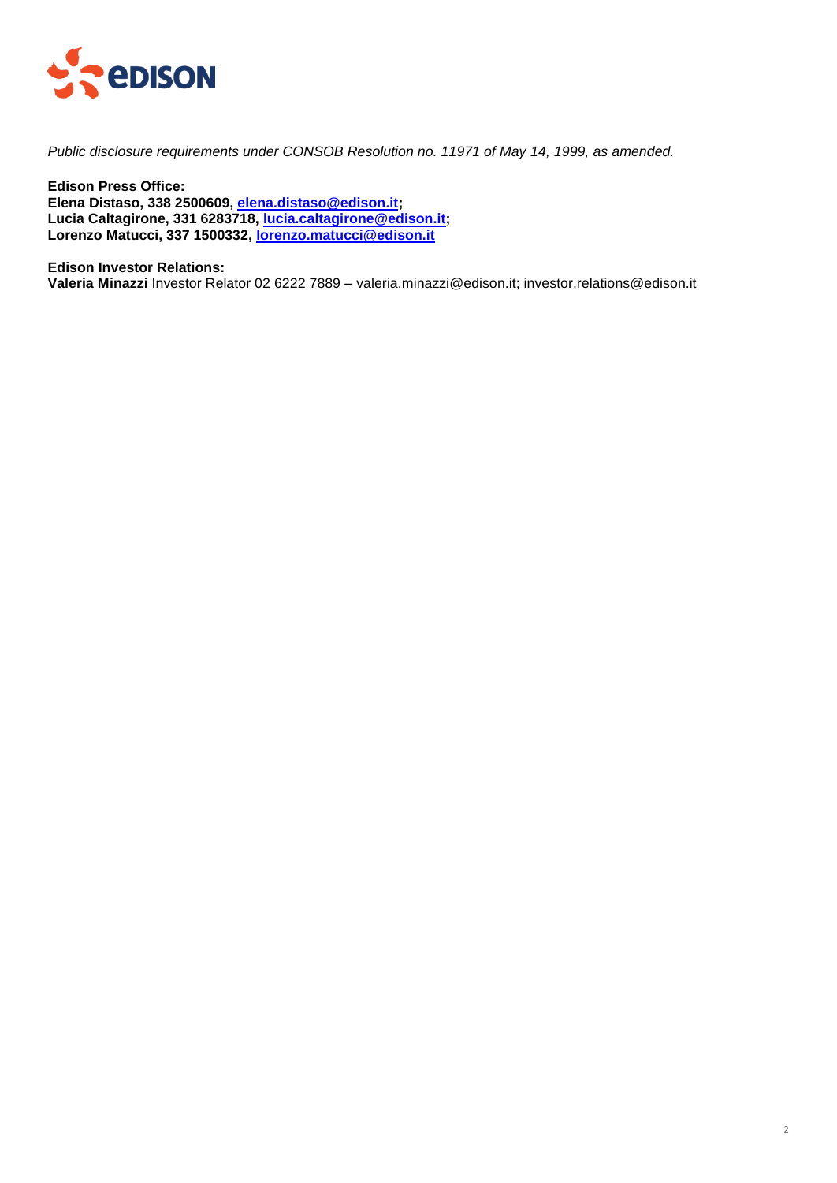*Public disclosure requirements under CONSOB Resolution no. 11971 of May 14, 1999, as amended.*

**Edison Press Office:**
**Elena Distaso, 338 2500609, elena.distaso@edison.it;**
**Lucia Caltagirone, 331 6283718, lucia.caltagirone@edison.it;**
**Lorenzo Matucci, 337 1500332, lorenzo.matucci@edison.it**

**Edison Investor Relations:**
**Valeria Minazzi** Investor Relator 02 6222 7889 – valeria.minazzi@edison.it; investor.relations@edison.it